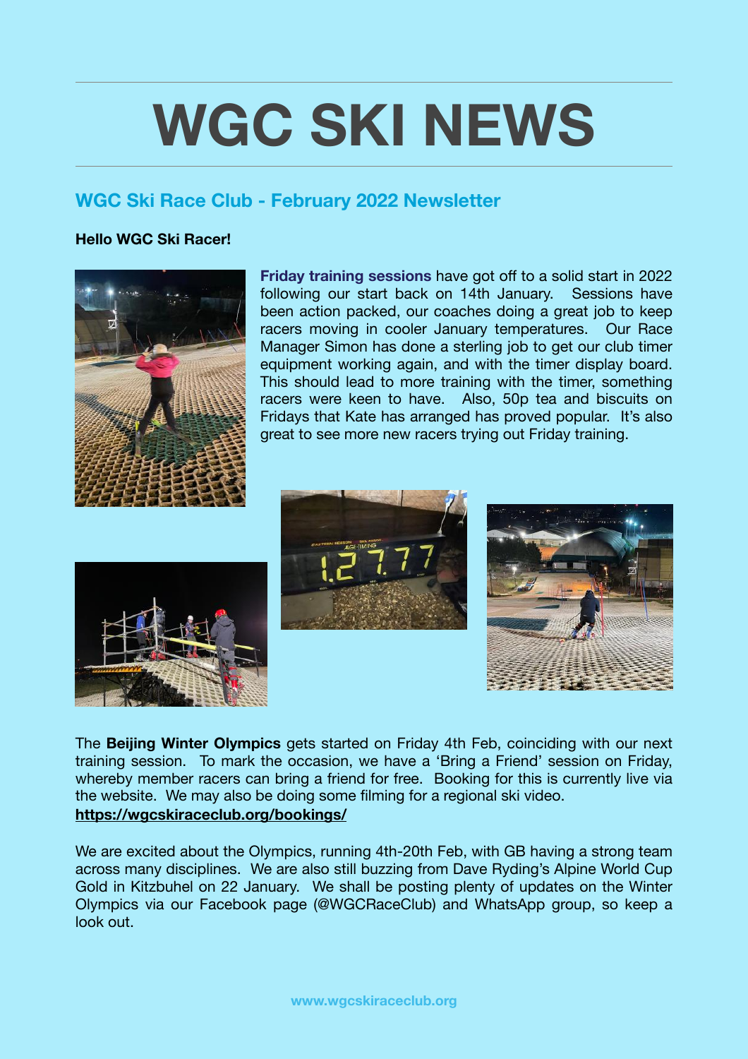# WGC SKI NEWS

## WGC Ski Race Club - February 2022 Newsletter

**Hello WGC Ski Racer!**

**Friday training sessions** have got off to a solid start in 2022 following our start back on 14th January. Sessions have been action packed, our coaches doing a great job to keep racers moving in cooler January temperatures. Our Race Manager Simon has done a sterling job to get our club timer equipment working again, and with the timer display board. This should lead to more training with the timer, something racers were keen to have. Also, 50p tea and biscuits on Fridays that Kate has arranged has proved popular. It's also great to see more new racers trying out Friday training.

The **Beijing Winter Olympics** gets started on Friday 4th Feb, coinciding with our next training session. To mark the occasion, we have a 'Bring a Friend' session on Friday, whereby member racers can bring a friend for free. Booking for this is currently live via the website. We may also be doing some filming for a regional ski video.
**https://wgcskiraceclub.org/bookings/**

We are excited about the Olympics, running 4th-20th Feb, with GB having a strong team across many disciplines. We are also still buzzing from Dave Ryding's Alpine World Cup Gold in Kitzbuhel on 22 January. We shall be posting plenty of updates on the Winter Olympics via our Facebook page (@WGCRaceClub) and WhatsApp group, so keep a look out.

www.wgcskiraceclub.org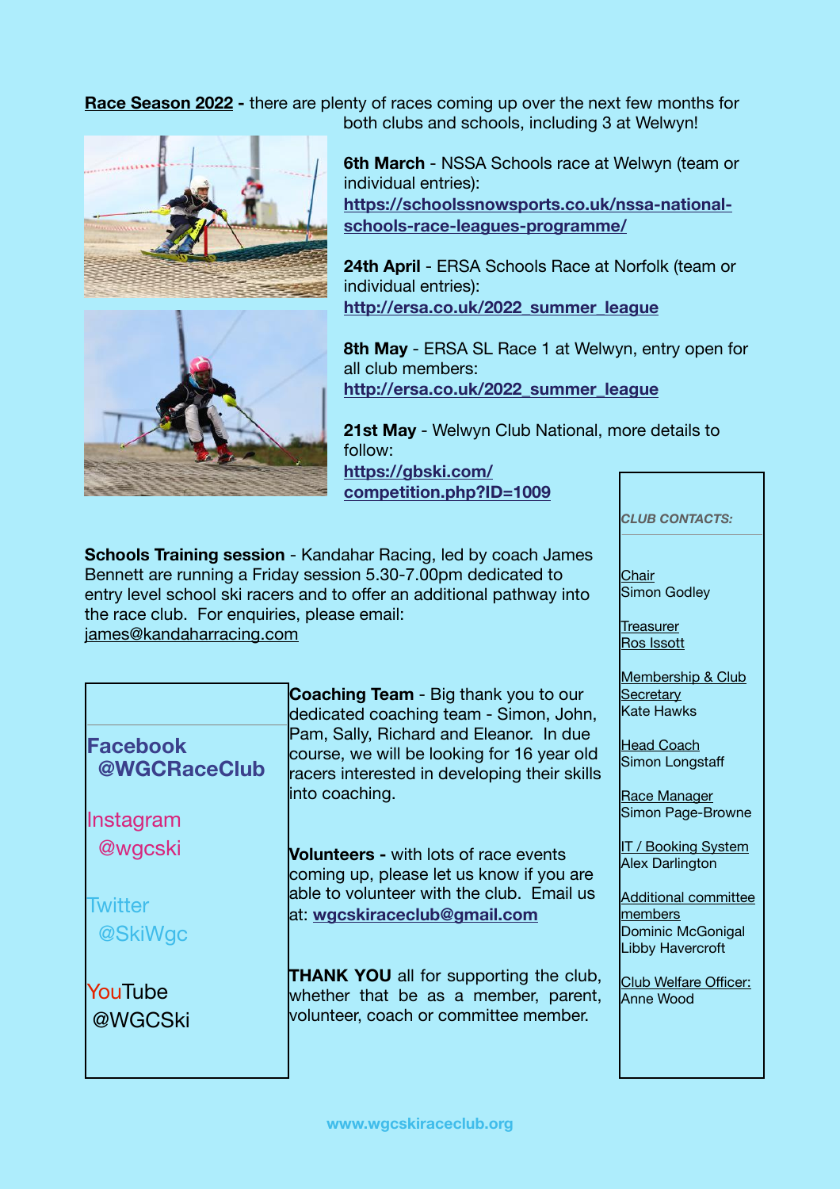**Race Season 2022** - there are plenty of races coming up over the next few months for both clubs and schools, including 3 at Welwyn!

**6th March** - NSSA Schools race at Welwyn (team or individual entries): **https://schoolssnowsports.co.uk/nssa-national-schools-race-leagues-programme/**

**24th April** - ERSA Schools Race at Norfolk (team or individual entries): **http://ersa.co.uk/2022_summer_league**

**8th May** - ERSA SL Race 1 at Welwyn, entry open for all club members: **http://ersa.co.uk/2022_summer_league**

**21st May** - Welwyn Club National, more details to follow: **https://gbski.com/competition.php?ID=1009**

**Schools Training session** - Kandahar Racing, led by coach James Bennett are running a Friday session 5.30-7.00pm dedicated to entry level school ski racers and to offer an additional pathway into the race club. For enquiries, please email: james@kandaharracing.com

**Coaching Team** - Big thank you to our dedicated coaching team - Simon, John, Pam, Sally, Richard and Eleanor. In due course, we will be looking for 16 year old racers interested in developing their skills into coaching.

**Volunteers -** with lots of race events coming up, please let us know if you are able to volunteer with the club. Email us at: **wgcskiraceclub@gmail.com**

**THANK YOU** all for supporting the club, whether that be as a member, parent, volunteer, coach or committee member.

**Facebook**
**@WGCRaceClub**

Instagram
@wgcski

Twitter
@SkiWgc

YouTube
@WGCSki

*CLUB CONTACTS:*

Chair
Simon Godley

Treasurer
Ros Issott

Membership & Club Secretary
Kate Hawks

Head Coach
Simon Longstaff

Race Manager
Simon Page-Browne

IT / Booking System
Alex Darlington

Additional committee members
Dominic McGonigal
Libby Havercroft

Club Welfare Officer:
Anne Wood

**www.wgcskiraceclub.org**